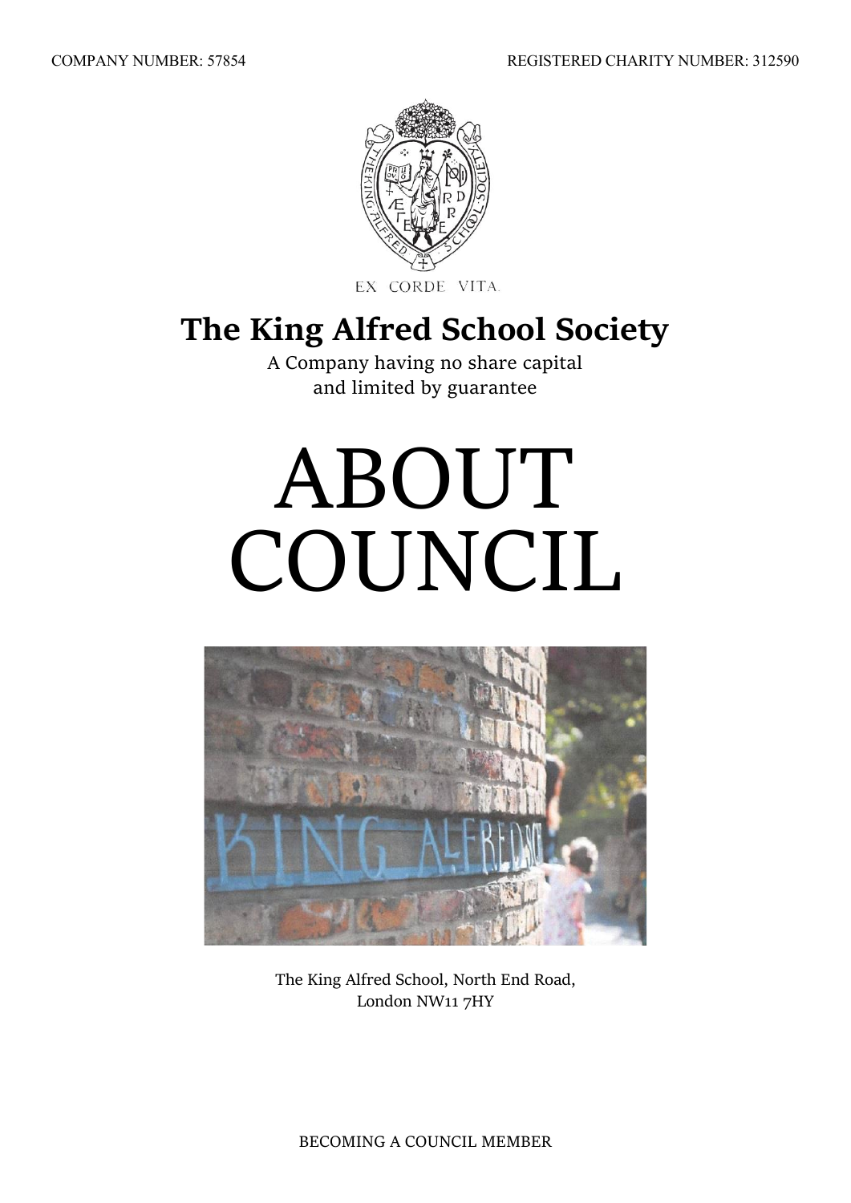COMPANY NUMBER: 57854

REGISTERED CHARITY NUMBER: 312590

EX CORDE VITA.

# The King Alfred School Society

A Company having no share capital
and limited by guarantee

# ABOUT COUNCIL

The King Alfred School, North End Road,
London NW11 7HY

BECOMING A COUNCIL MEMBER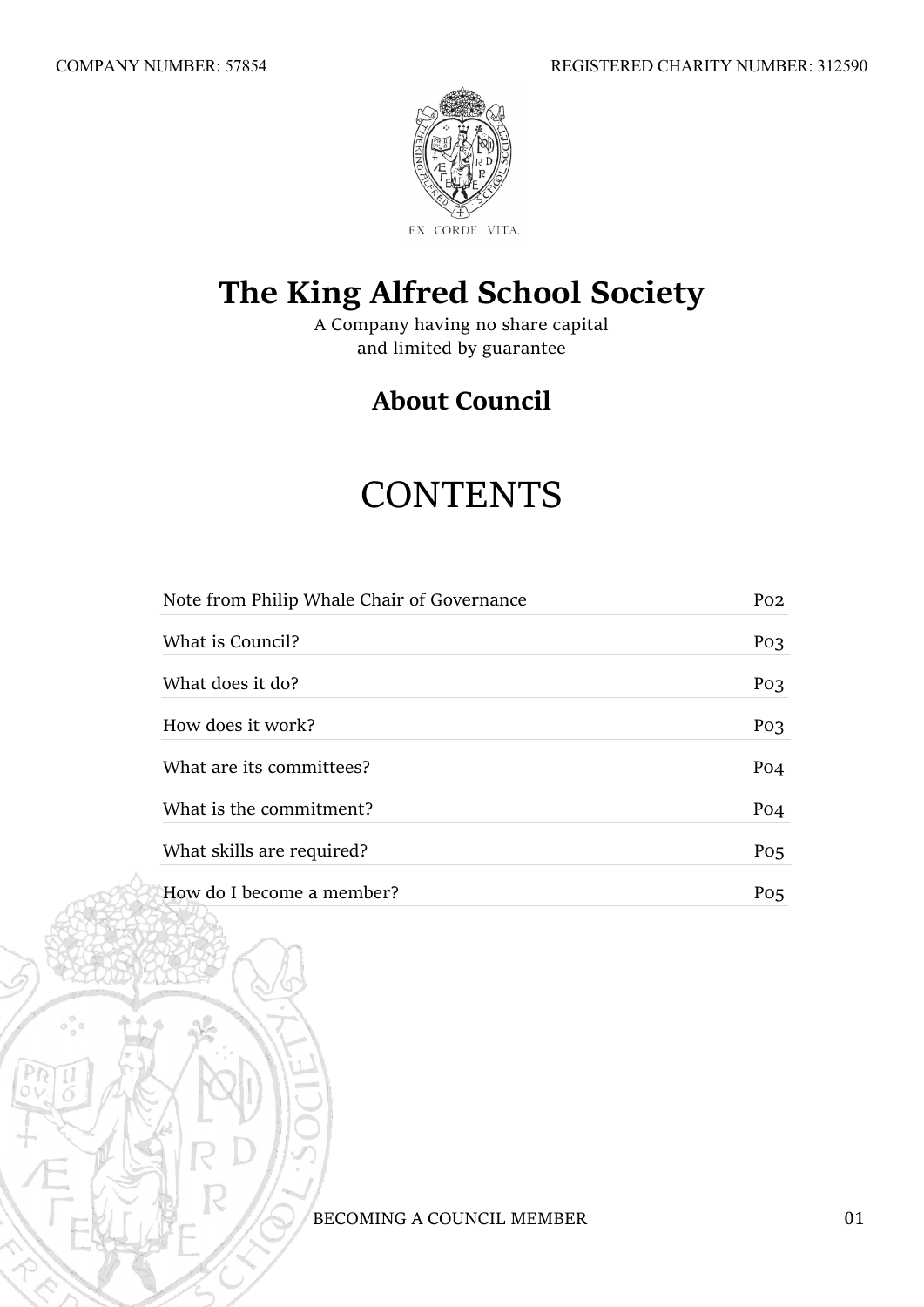COMPANY NUMBER: 57854

REGISTERED CHARITY NUMBER: 312590

EX CORDE VITA.

# The King Alfred School Society

A Company having no share capital
and limited by guarantee

## About Council

# CONTENTS

| | |
|---|---|
| Note from Philip Whale Chair of Governance | P02 |
| What is Council? | P03 |
| What does it do? | P03 |
| How does it work? | P03 |
| What are its committees? | P04 |
| What is the commitment? | P04 |
| What skills are required? | P05 |
| How do I become a member? | P05 |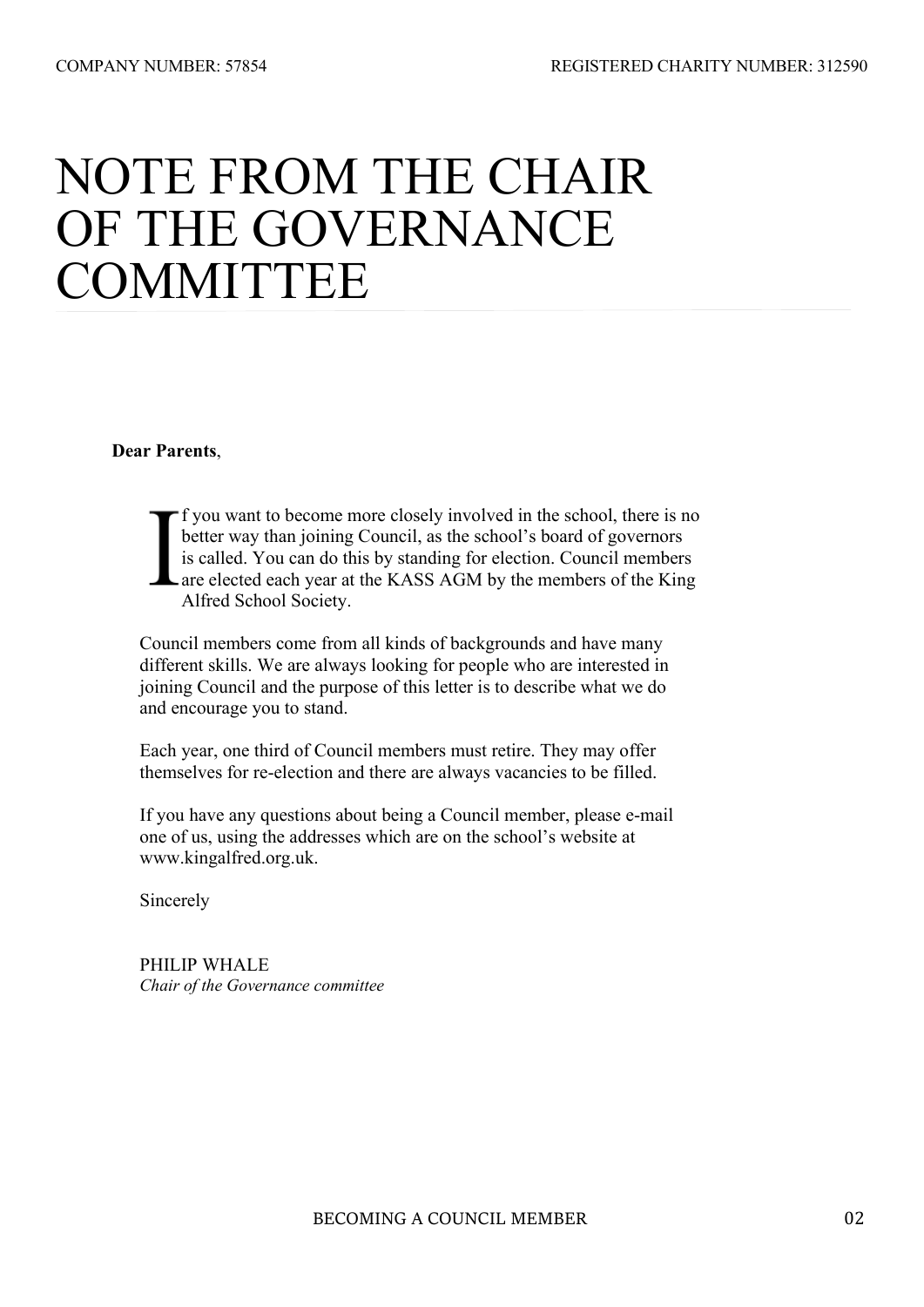# NOTE FROM THE CHAIR OF THE GOVERNANCE COMMITTEE

**Dear Parents**,

If you want to become more closely involved in the school, there is no better way than joining Council, as the school's board of governors is called. You can do this by standing for election. Council members are elected each year at the KASS AGM by the members of the King Alfred School Society.

Council members come from all kinds of backgrounds and have many different skills. We are always looking for people who are interested in joining Council and the purpose of this letter is to describe what we do and encourage you to stand.

Each year, one third of Council members must retire. They may offer themselves for re-election and there are always vacancies to be filled.

If you have any questions about being a Council member, please e-mail one of us, using the addresses which are on the school's website at www.kingalfred.org.uk.

Sincerely

PHILIP WHALE
*Chair of the Governance committee*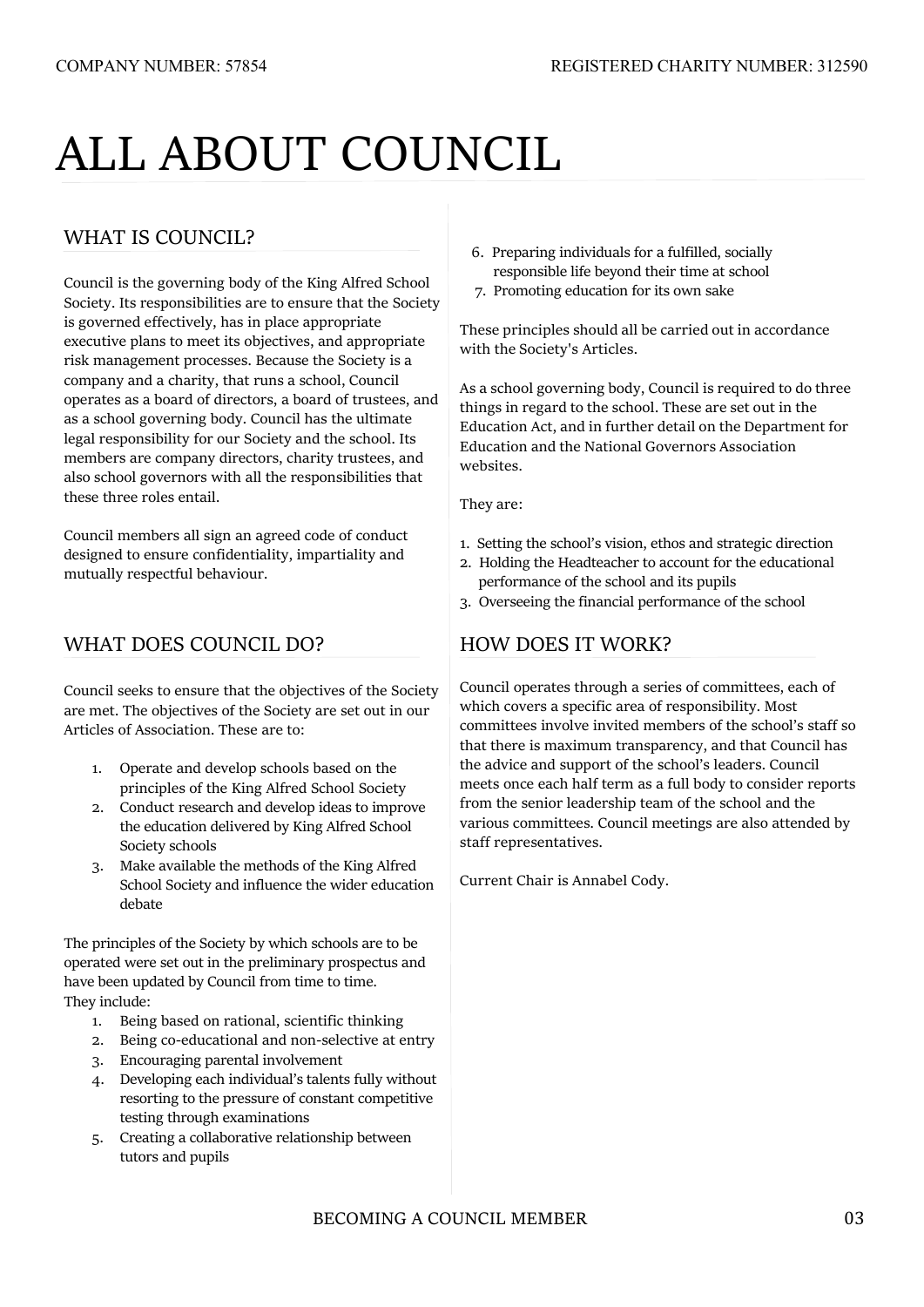COMPANY NUMBER: 57854 REGISTERED CHARITY NUMBER: 312590

# ALL ABOUT COUNCIL

## WHAT IS COUNCIL?

Council is the governing body of the King Alfred School Society. Its responsibilities are to ensure that the Society is governed effectively, has in place appropriate executive plans to meet its objectives, and appropriate risk management processes. Because the Society is a company and a charity, that runs a school, Council operates as a board of directors, a board of trustees, and as a school governing body. Council has the ultimate legal responsibility for our Society and the school. Its members are company directors, charity trustees, and also school governors with all the responsibilities that these three roles entail.

Council members all sign an agreed code of conduct designed to ensure confidentiality, impartiality and mutually respectful behaviour.

## WHAT DOES COUNCIL DO?

Council seeks to ensure that the objectives of the Society are met. The objectives of the Society are set out in our Articles of Association. These are to:

1. Operate and develop schools based on the principles of the King Alfred School Society
2. Conduct research and develop ideas to improve the education delivered by King Alfred School Society schools
3. Make available the methods of the King Alfred School Society and influence the wider education debate

The principles of the Society by which schools are to be operated were set out in the preliminary prospectus and have been updated by Council from time to time.
They include:

1. Being based on rational, scientific thinking
2. Being co-educational and non-selective at entry
3. Encouraging parental involvement
4. Developing each individual's talents fully without resorting to the pressure of constant competitive testing through examinations
5. Creating a collaborative relationship between tutors and pupils
6. Preparing individuals for a fulfilled, socially responsible life beyond their time at school
7. Promoting education for its own sake

These principles should all be carried out in accordance with the Society's Articles.

As a school governing body, Council is required to do three things in regard to the school. These are set out in the Education Act, and in further detail on the Department for Education and the National Governors Association websites.

They are:

1. Setting the school's vision, ethos and strategic direction
2. Holding the Headteacher to account for the educational performance of the school and its pupils
3. Overseeing the financial performance of the school

## HOW DOES IT WORK?

Council operates through a series of committees, each of which covers a specific area of responsibility. Most committees involve invited members of the school's staff so that there is maximum transparency, and that Council has the advice and support of the school's leaders. Council meets once each half term as a full body to consider reports from the senior leadership team of the school and the various committees. Council meetings are also attended by staff representatives.

Current Chair is Annabel Cody.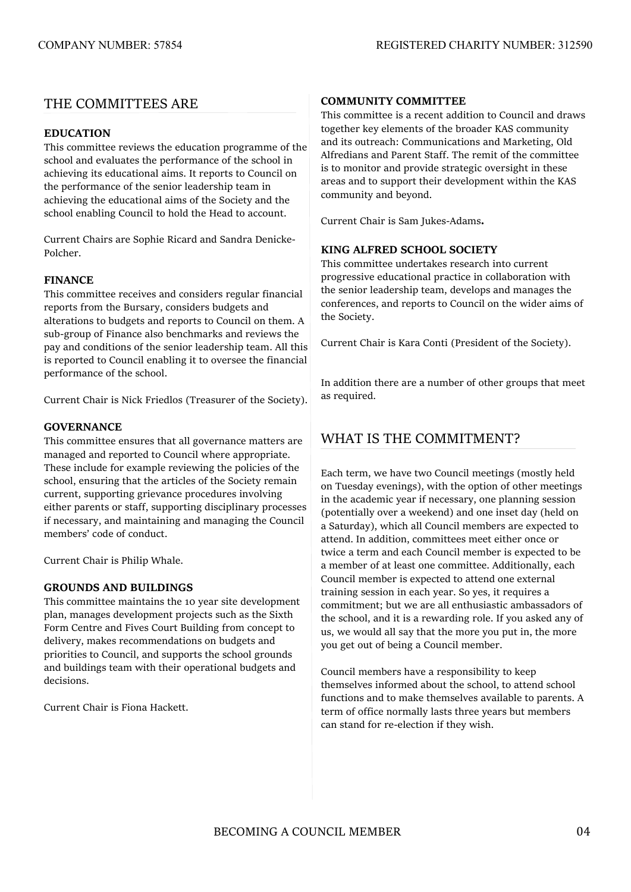## THE COMMITTEES ARE

### EDUCATION

This committee reviews the education programme of the school and evaluates the performance of the school in achieving its educational aims. It reports to Council on the performance of the senior leadership team in achieving the educational aims of the Society and the school enabling Council to hold the Head to account.

Current Chairs are Sophie Ricard and Sandra Denicke-Polcher.

### FINANCE

This committee receives and considers regular financial reports from the Bursary, considers budgets and alterations to budgets and reports to Council on them. A sub-group of Finance also benchmarks and reviews the pay and conditions of the senior leadership team. All this is reported to Council enabling it to oversee the financial performance of the school.

Current Chair is Nick Friedlos (Treasurer of the Society).

### GOVERNANCE

This committee ensures that all governance matters are managed and reported to Council where appropriate. These include for example reviewing the policies of the school, ensuring that the articles of the Society remain current, supporting grievance procedures involving either parents or staff, supporting disciplinary processes if necessary, and maintaining and managing the Council members' code of conduct.

Current Chair is Philip Whale.

### GROUNDS AND BUILDINGS

This committee maintains the 10 year site development plan, manages development projects such as the Sixth Form Centre and Fives Court Building from concept to delivery, makes recommendations on budgets and priorities to Council, and supports the school grounds and buildings team with their operational budgets and decisions.

Current Chair is Fiona Hackett.

### COMMUNITY COMMITTEE

This committee is a recent addition to Council and draws together key elements of the broader KAS community and its outreach: Communications and Marketing, Old Alfredians and Parent Staff. The remit of the committee is to monitor and provide strategic oversight in these areas and to support their development within the KAS community and beyond.

Current Chair is Sam Jukes-Adams**.**

### KING ALFRED SCHOOL SOCIETY

This committee undertakes research into current progressive educational practice in collaboration with the senior leadership team, develops and manages the conferences, and reports to Council on the wider aims of the Society.

Current Chair is Kara Conti (President of the Society).

In addition there are a number of other groups that meet as required.

## WHAT IS THE COMMITMENT?

Each term, we have two Council meetings (mostly held on Tuesday evenings), with the option of other meetings in the academic year if necessary, one planning session (potentially over a weekend) and one inset day (held on a Saturday), which all Council members are expected to attend. In addition, committees meet either once or twice a term and each Council member is expected to be a member of at least one committee. Additionally, each Council member is expected to attend one external training session in each year. So yes, it requires a commitment; but we are all enthusiastic ambassadors of the school, and it is a rewarding role. If you asked any of us, we would all say that the more you put in, the more you get out of being a Council member.

Council members have a responsibility to keep themselves informed about the school, to attend school functions and to make themselves available to parents. A term of office normally lasts three years but members can stand for re-election if they wish.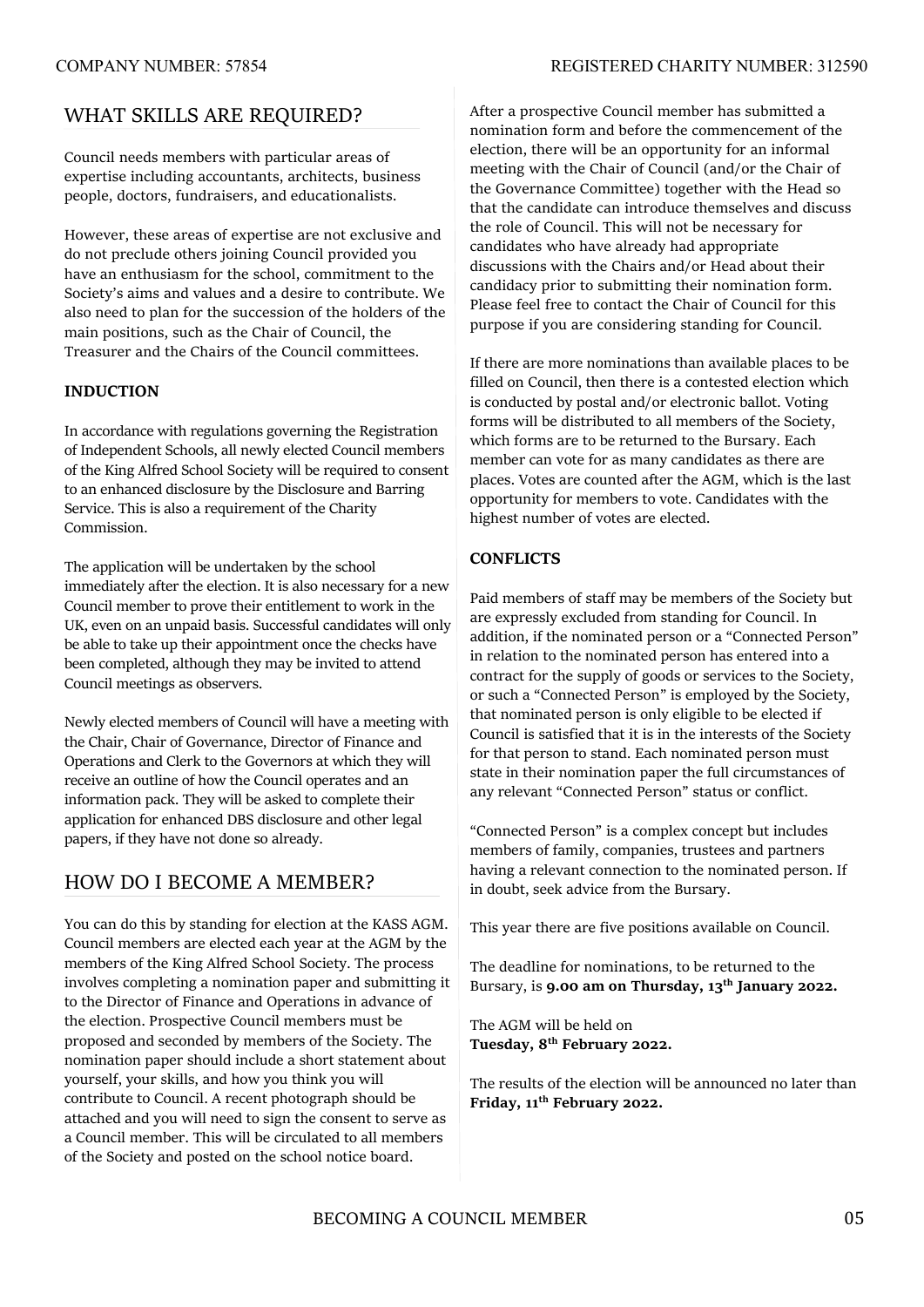## WHAT SKILLS ARE REQUIRED?

Council needs members with particular areas of expertise including accountants, architects, business people, doctors, fundraisers, and educationalists.

However, these areas of expertise are not exclusive and do not preclude others joining Council provided you have an enthusiasm for the school, commitment to the Society's aims and values and a desire to contribute. We also need to plan for the succession of the holders of the main positions, such as the Chair of Council, the Treasurer and the Chairs of the Council committees.

### INDUCTION

In accordance with regulations governing the Registration of Independent Schools, all newly elected Council members of the King Alfred School Society will be required to consent to an enhanced disclosure by the Disclosure and Barring Service. This is also a requirement of the Charity Commission.

The application will be undertaken by the school immediately after the election. It is also necessary for a new Council member to prove their entitlement to work in the UK, even on an unpaid basis. Successful candidates will only be able to take up their appointment once the checks have been completed, although they may be invited to attend Council meetings as observers.

Newly elected members of Council will have a meeting with the Chair, Chair of Governance, Director of Finance and Operations and Clerk to the Governors at which they will receive an outline of how the Council operates and an information pack. They will be asked to complete their application for enhanced DBS disclosure and other legal papers, if they have not done so already.

## HOW DO I BECOME A MEMBER?

You can do this by standing for election at the KASS AGM. Council members are elected each year at the AGM by the members of the King Alfred School Society. The process involves completing a nomination paper and submitting it to the Director of Finance and Operations in advance of the election. Prospective Council members must be proposed and seconded by members of the Society. The nomination paper should include a short statement about yourself, your skills, and how you think you will contribute to Council. A recent photograph should be attached and you will need to sign the consent to serve as a Council member. This will be circulated to all members of the Society and posted on the school notice board.

After a prospective Council member has submitted a nomination form and before the commencement of the election, there will be an opportunity for an informal meeting with the Chair of Council (and/or the Chair of the Governance Committee) together with the Head so that the candidate can introduce themselves and discuss the role of Council. This will not be necessary for candidates who have already had appropriate discussions with the Chairs and/or Head about their candidacy prior to submitting their nomination form. Please feel free to contact the Chair of Council for this purpose if you are considering standing for Council.

If there are more nominations than available places to be filled on Council, then there is a contested election which is conducted by postal and/or electronic ballot. Voting forms will be distributed to all members of the Society, which forms are to be returned to the Bursary. Each member can vote for as many candidates as there are places. Votes are counted after the AGM, which is the last opportunity for members to vote. Candidates with the highest number of votes are elected.

### CONFLICTS

Paid members of staff may be members of the Society but are expressly excluded from standing for Council. In addition, if the nominated person or a "Connected Person" in relation to the nominated person has entered into a contract for the supply of goods or services to the Society, or such a "Connected Person" is employed by the Society, that nominated person is only eligible to be elected if Council is satisfied that it is in the interests of the Society for that person to stand. Each nominated person must state in their nomination paper the full circumstances of any relevant "Connected Person" status or conflict.

"Connected Person" is a complex concept but includes members of family, companies, trustees and partners having a relevant connection to the nominated person. If in doubt, seek advice from the Bursary.

This year there are five positions available on Council.

The deadline for nominations, to be returned to the Bursary, is **9.00 am on Thursday, 13th January 2022.**

The AGM will be held on
**Tuesday, 8th February 2022.**

The results of the election will be announced no later than **Friday, 11th February 2022.**